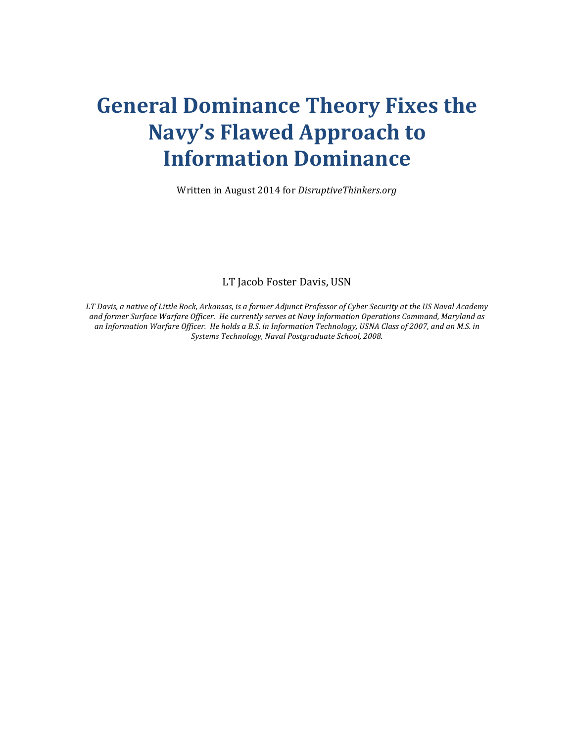# General Dominance Theory Fixes the Navy's Flawed Approach to Information Dominance

Written in August 2014 for *DisruptiveThinkers.org*

LT Jacob Foster Davis, USN

*LT Davis, a native of Little Rock, Arkansas, is a former Adjunct Professor of Cyber Security at the US Naval Academy and former Surface Warfare Officer. He currently serves at Navy Information Operations Command, Maryland as an Information Warfare Officer. He holds a B.S. in Information Technology, USNA Class of 2007, and an M.S. in Systems Technology, Naval Postgraduate School, 2008.*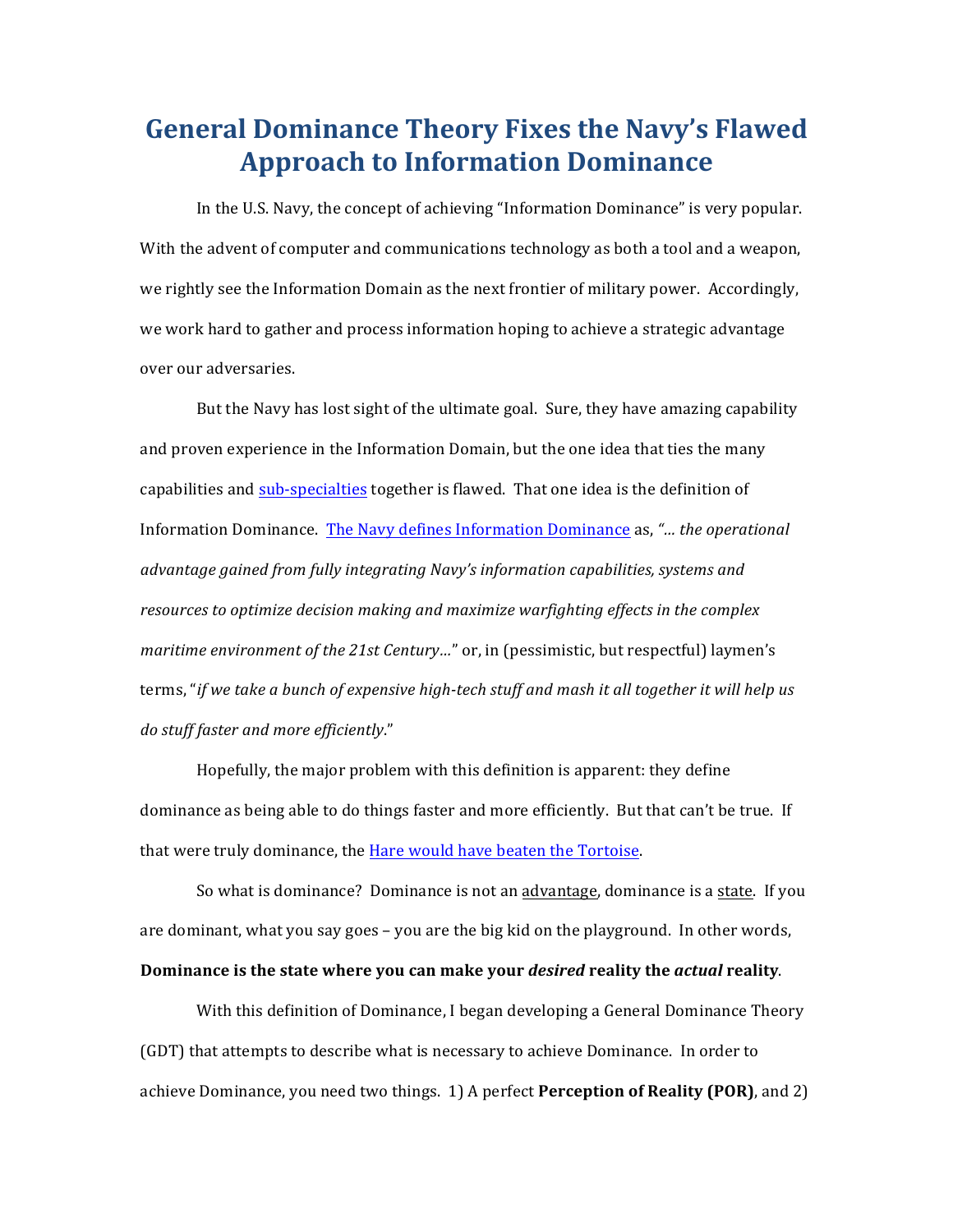# General Dominance Theory Fixes the Navy's Flawed Approach to Information Dominance

In the U.S. Navy, the concept of achieving "Information Dominance" is very popular. With the advent of computer and communications technology as both a tool and a weapon, we rightly see the Information Domain as the next frontier of military power. Accordingly, we work hard to gather and process information hoping to achieve a strategic advantage over our adversaries.

But the Navy has lost sight of the ultimate goal. Sure, they have amazing capability and proven experience in the Information Domain, but the one idea that ties the many capabilities and sub-specialties together is flawed. That one idea is the definition of Information Dominance. The Navy defines Information Dominance as, *"… the operational advantage gained from fully integrating Navy's information capabilities, systems and resources to optimize decision making and maximize warfighting effects in the complex maritime environment of the 21st Century…"* or, in (pessimistic, but respectful) laymen's terms, "*if we take a bunch of expensive high-tech stuff and mash it all together it will help us do stuff faster and more efficiently*."

Hopefully, the major problem with this definition is apparent: they define dominance as being able to do things faster and more efficiently. But that can't be true. If that were truly dominance, the Hare would have beaten the Tortoise.

So what is dominance? Dominance is not an advantage, dominance is a state. If you are dominant, what you say goes – you are the big kid on the playground. In other words, **Dominance is the state where you can make your *desired* reality the *actual* reality**.

With this definition of Dominance, I began developing a General Dominance Theory (GDT) that attempts to describe what is necessary to achieve Dominance. In order to achieve Dominance, you need two things. 1) A perfect **Perception of Reality (POR)**, and 2)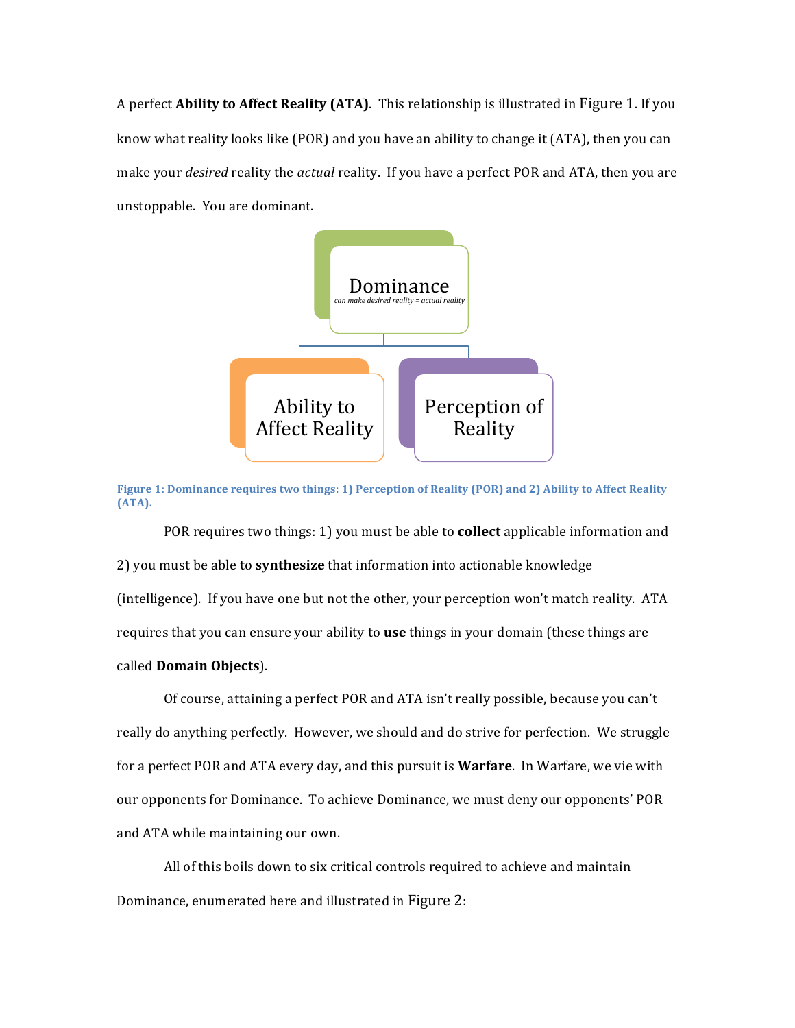A perfect **Ability to Affect Reality (ATA)**. This relationship is illustrated in Figure 1. If you know what reality looks like (POR) and you have an ability to change it (ATA), then you can make your *desired* reality the *actual* reality. If you have a perfect POR and ATA, then you are unstoppable. You are dominant.

Dominance
*can make desired reality = actual reality*

Ability to Affect Reality

Perception of Reality

**Figure 1: Dominance requires two things: 1) Perception of Reality (POR) and 2) Ability to Affect Reality (ATA).**

POR requires two things: 1) you must be able to **collect** applicable information and 2) you must be able to **synthesize** that information into actionable knowledge (intelligence). If you have one but not the other, your perception won't match reality. ATA requires that you can ensure your ability to **use** things in your domain (these things are called **Domain Objects**).

Of course, attaining a perfect POR and ATA isn't really possible, because you can't really do anything perfectly. However, we should and do strive for perfection. We struggle for a perfect POR and ATA every day, and this pursuit is **Warfare**. In Warfare, we vie with our opponents for Dominance. To achieve Dominance, we must deny our opponents' POR and ATA while maintaining our own.

All of this boils down to six critical controls required to achieve and maintain Dominance, enumerated here and illustrated in Figure 2: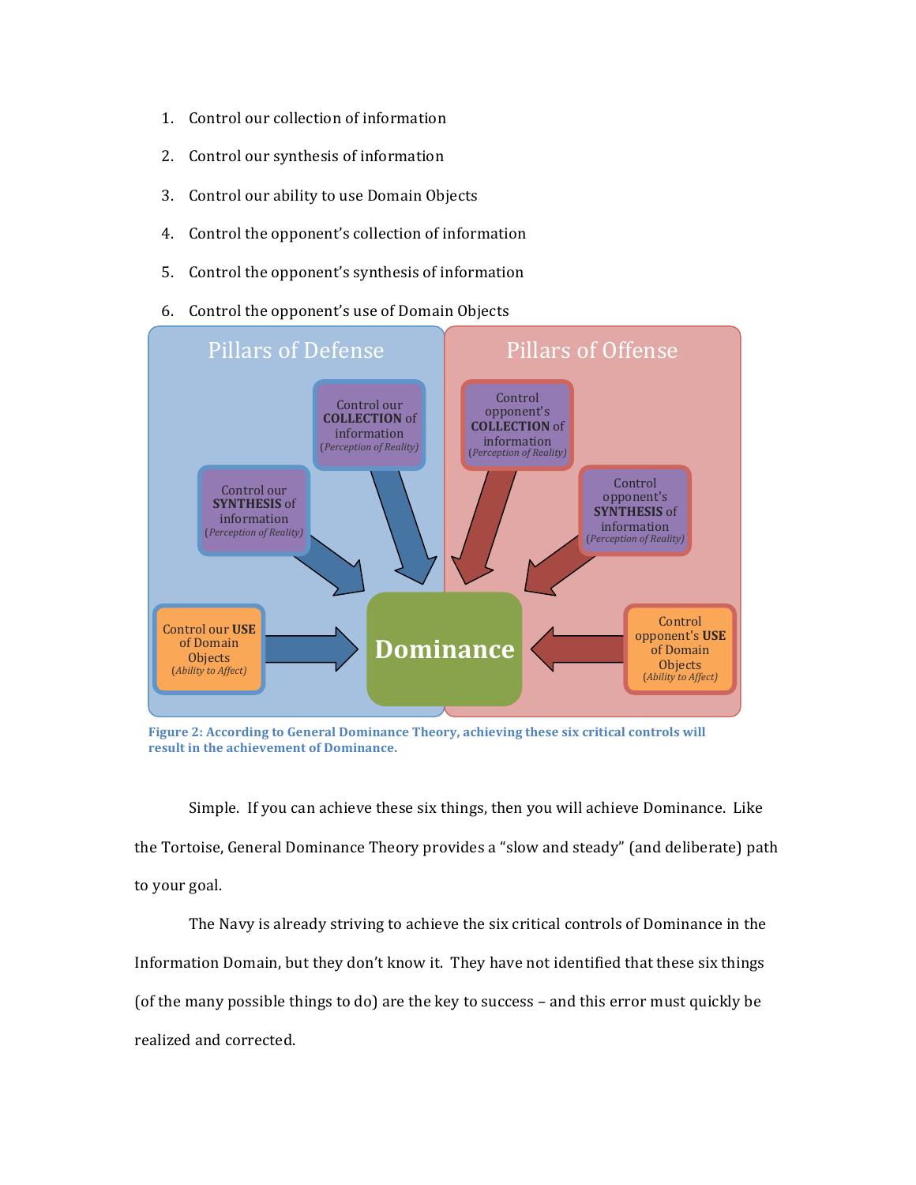1. Control our collection of information
2. Control our synthesis of information
3. Control our ability to use Domain Objects
4. Control the opponent's collection of information
5. Control the opponent's synthesis of information
6. Control the opponent's use of Domain Objects

Pillars of Defense

Control our **COLLECTION** of information *(Perception of Reality)*

Control our **SYNTHESIS** of information *(Perception of Reality)*

Control our **USE** of Domain Objects *(Ability to Affect)*

**Dominance**

Pillars of Offense

Control opponent's **COLLECTION** of information *(Perception of Reality)*

Control opponent's **SYNTHESIS** of information *(Perception of Reality)*

Control opponent's **USE** of Domain Objects *(Ability to Affect)*

**Figure 2: According to General Dominance Theory, achieving these six critical controls will result in the achievement of Dominance.**

Simple. If you can achieve these six things, then you will achieve Dominance. Like the Tortoise, General Dominance Theory provides a "slow and steady" (and deliberate) path to your goal.

The Navy is already striving to achieve the six critical controls of Dominance in the Information Domain, but they don't know it. They have not identified that these six things (of the many possible things to do) are the key to success – and this error must quickly be realized and corrected.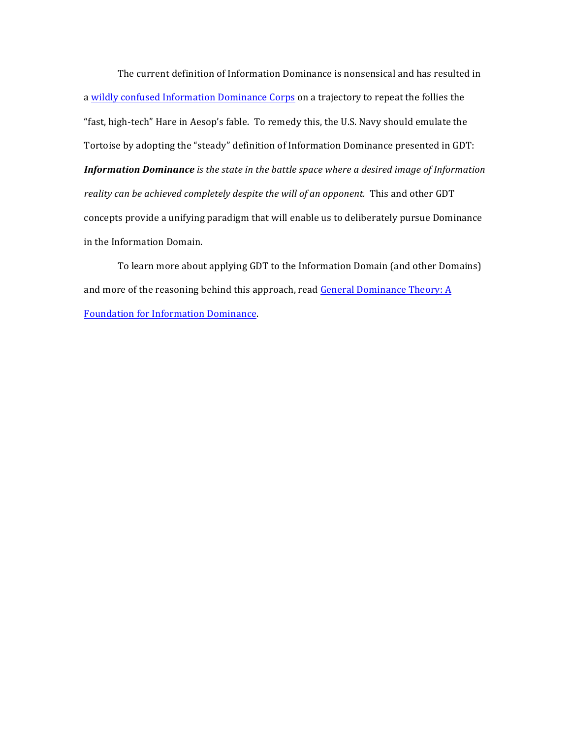The current definition of Information Dominance is nonsensical and has resulted in a wildly confused Information Dominance Corps on a trajectory to repeat the follies the "fast, high-tech" Hare in Aesop's fable. To remedy this, the U.S. Navy should emulate the Tortoise by adopting the "steady" definition of Information Dominance presented in GDT: ***Information Dominance*** *is the state in the battle space where a desired image of Information reality can be achieved completely despite the will of an opponent.* This and other GDT concepts provide a unifying paradigm that will enable us to deliberately pursue Dominance in the Information Domain.

To learn more about applying GDT to the Information Domain (and other Domains) and more of the reasoning behind this approach, read General Dominance Theory: A Foundation for Information Dominance.